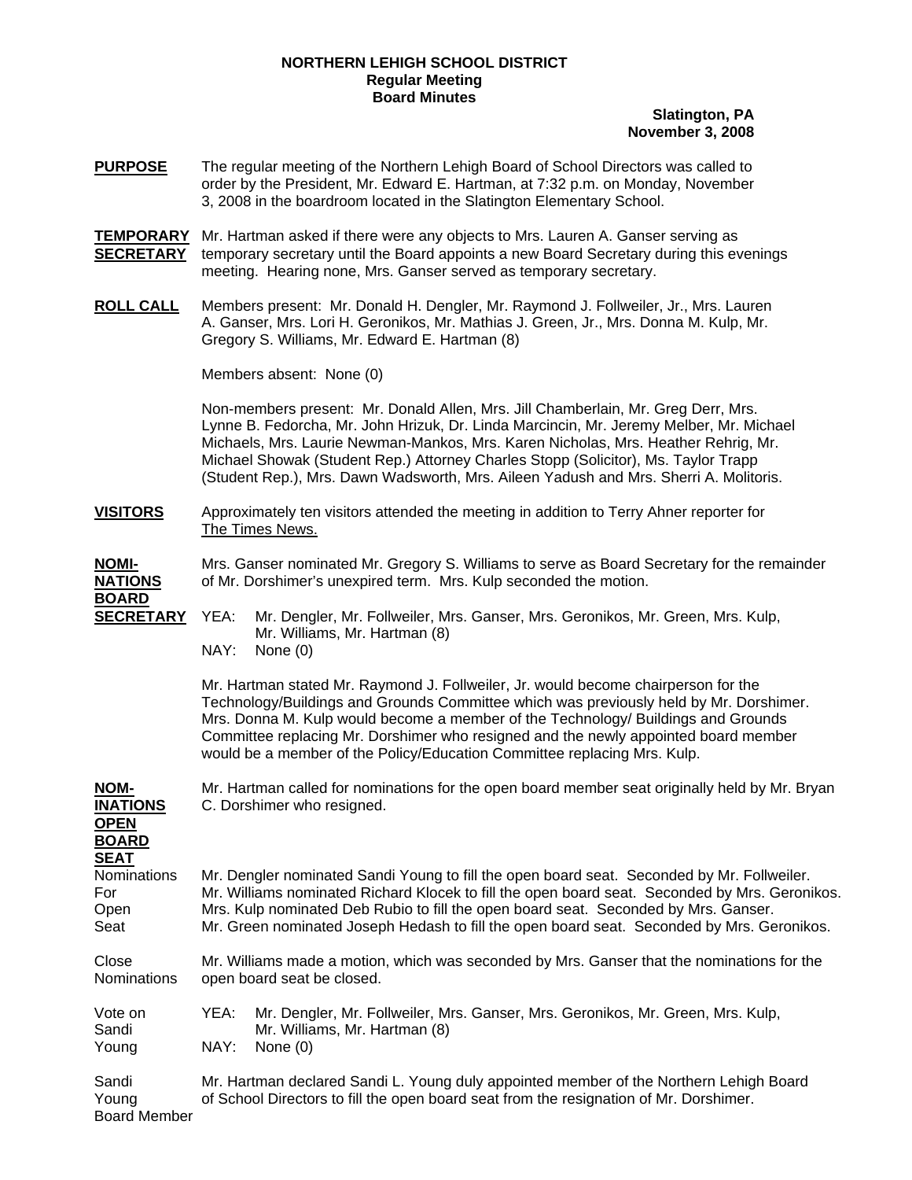**NORTHERN LEHIGH SCHOOL DISTRICT**
**Regular Meeting**
**Board Minutes**

**Slatington, PA**
**November 3, 2008**

**PURPOSE** The regular meeting of the Northern Lehigh Board of School Directors was called to order by the President, Mr. Edward E. Hartman, at 7:32 p.m. on Monday, November 3, 2008 in the boardroom located in the Slatington Elementary School.

**TEMPORARY SECRETARY** Mr. Hartman asked if there were any objects to Mrs. Lauren A. Ganser serving as temporary secretary until the Board appoints a new Board Secretary during this evenings meeting. Hearing none, Mrs. Ganser served as temporary secretary.

**ROLL CALL** Members present: Mr. Donald H. Dengler, Mr. Raymond J. Follweiler, Jr., Mrs. Lauren A. Ganser, Mrs. Lori H. Geronikos, Mr. Mathias J. Green, Jr., Mrs. Donna M. Kulp, Mr. Gregory S. Williams, Mr. Edward E. Hartman (8)

Members absent: None (0)

Non-members present: Mr. Donald Allen, Mrs. Jill Chamberlain, Mr. Greg Derr, Mrs. Lynne B. Fedorcha, Mr. John Hrizuk, Dr. Linda Marcincin, Mr. Jeremy Melber, Mr. Michael Michaels, Mrs. Laurie Newman-Mankos, Mrs. Karen Nicholas, Mrs. Heather Rehrig, Mr. Michael Showak (Student Rep.) Attorney Charles Stopp (Solicitor), Ms. Taylor Trapp (Student Rep.), Mrs. Dawn Wadsworth, Mrs. Aileen Yadush and Mrs. Sherri A. Molitoris.

**VISITORS** Approximately ten visitors attended the meeting in addition to Terry Ahner reporter for The Times News.

**NOMINATIONS BOARD SECRETARY** Mrs. Ganser nominated Mr. Gregory S. Williams to serve as Board Secretary for the remainder of Mr. Dorshimer's unexpired term. Mrs. Kulp seconded the motion.

YEA: Mr. Dengler, Mr. Follweiler, Mrs. Ganser, Mrs. Geronikos, Mr. Green, Mrs. Kulp, Mr. Williams, Mr. Hartman (8)
NAY: None (0)

Mr. Hartman stated Mr. Raymond J. Follweiler, Jr. would become chairperson for the Technology/Buildings and Grounds Committee which was previously held by Mr. Dorshimer. Mrs. Donna M. Kulp would become a member of the Technology/ Buildings and Grounds Committee replacing Mr. Dorshimer who resigned and the newly appointed board member would be a member of the Policy/Education Committee replacing Mrs. Kulp.

**NOMINATIONS OPEN BOARD SEAT** Mr. Hartman called for nominations for the open board member seat originally held by Mr. Bryan C. Dorshimer who resigned.

Nominations For Open Seat
Mr. Dengler nominated Sandi Young to fill the open board seat. Seconded by Mr. Follweiler.
Mr. Williams nominated Richard Klocek to fill the open board seat. Seconded by Mrs. Geronikos.
Mrs. Kulp nominated Deb Rubio to fill the open board seat. Seconded by Mrs. Ganser.
Mr. Green nominated Joseph Hedash to fill the open board seat. Seconded by Mrs. Geronikos.

Close Nominations
Mr. Williams made a motion, which was seconded by Mrs. Ganser that the nominations for the open board seat be closed.

Vote on Sandi Young
YEA: Mr. Dengler, Mr. Follweiler, Mrs. Ganser, Mrs. Geronikos, Mr. Green, Mrs. Kulp, Mr. Williams, Mr. Hartman (8)
NAY: None (0)

Sandi Young Board Member
Mr. Hartman declared Sandi L. Young duly appointed member of the Northern Lehigh Board of School Directors to fill the open board seat from the resignation of Mr. Dorshimer.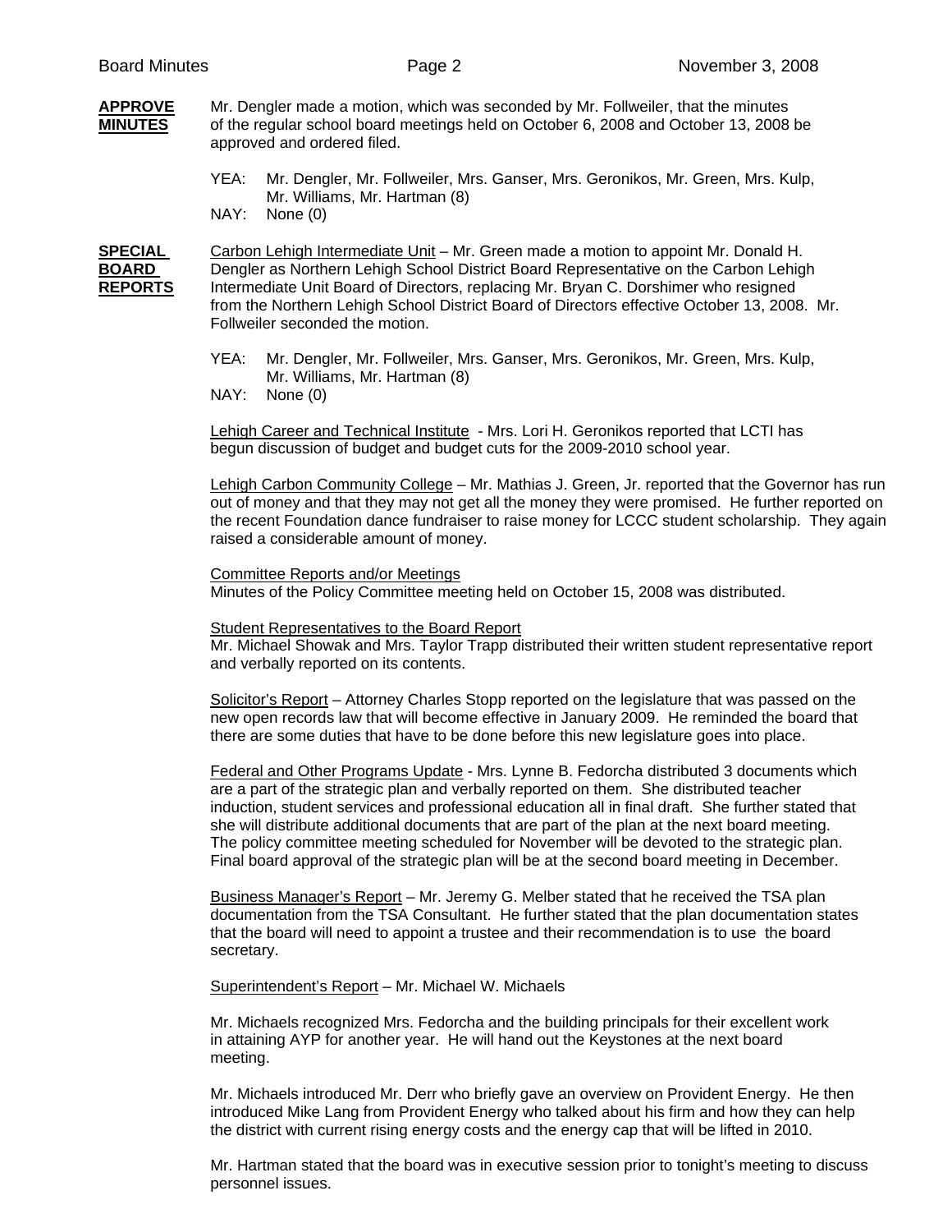**APPROVE MINUTES**

Mr. Dengler made a motion, which was seconded by Mr. Follweiler, that the minutes of the regular school board meetings held on October 6, 2008 and October 13, 2008 be approved and ordered filed.

YEA: Mr. Dengler, Mr. Follweiler, Mrs. Ganser, Mrs. Geronikos, Mr. Green, Mrs. Kulp, Mr. Williams, Mr. Hartman (8)
NAY: None (0)

**SPECIAL BOARD REPORTS**

Carbon Lehigh Intermediate Unit – Mr. Green made a motion to appoint Mr. Donald H. Dengler as Northern Lehigh School District Board Representative on the Carbon Lehigh Intermediate Unit Board of Directors, replacing Mr. Bryan C. Dorshimer who resigned from the Northern Lehigh School District Board of Directors effective October 13, 2008. Mr. Follweiler seconded the motion.

YEA: Mr. Dengler, Mr. Follweiler, Mrs. Ganser, Mrs. Geronikos, Mr. Green, Mrs. Kulp, Mr. Williams, Mr. Hartman (8)
NAY: None (0)

Lehigh Career and Technical Institute - Mrs. Lori H. Geronikos reported that LCTI has begun discussion of budget and budget cuts for the 2009-2010 school year.

Lehigh Carbon Community College – Mr. Mathias J. Green, Jr. reported that the Governor has run out of money and that they may not get all the money they were promised. He further reported on the recent Foundation dance fundraiser to raise money for LCCC student scholarship. They again raised a considerable amount of money.

Committee Reports and/or Meetings
Minutes of the Policy Committee meeting held on October 15, 2008 was distributed.

Student Representatives to the Board Report
Mr. Michael Showak and Mrs. Taylor Trapp distributed their written student representative report and verbally reported on its contents.

Solicitor's Report – Attorney Charles Stopp reported on the legislature that was passed on the new open records law that will become effective in January 2009. He reminded the board that there are some duties that have to be done before this new legislature goes into place.

Federal and Other Programs Update - Mrs. Lynne B. Fedorcha distributed 3 documents which are a part of the strategic plan and verbally reported on them. She distributed teacher induction, student services and professional education all in final draft. She further stated that she will distribute additional documents that are part of the plan at the next board meeting. The policy committee meeting scheduled for November will be devoted to the strategic plan. Final board approval of the strategic plan will be at the second board meeting in December.

Business Manager's Report – Mr. Jeremy G. Melber stated that he received the TSA plan documentation from the TSA Consultant. He further stated that the plan documentation states that the board will need to appoint a trustee and their recommendation is to use the board secretary.

Superintendent's Report – Mr. Michael W. Michaels

Mr. Michaels recognized Mrs. Fedorcha and the building principals for their excellent work in attaining AYP for another year. He will hand out the Keystones at the next board meeting.

Mr. Michaels introduced Mr. Derr who briefly gave an overview on Provident Energy. He then introduced Mike Lang from Provident Energy who talked about his firm and how they can help the district with current rising energy costs and the energy cap that will be lifted in 2010.

Mr. Hartman stated that the board was in executive session prior to tonight's meeting to discuss personnel issues.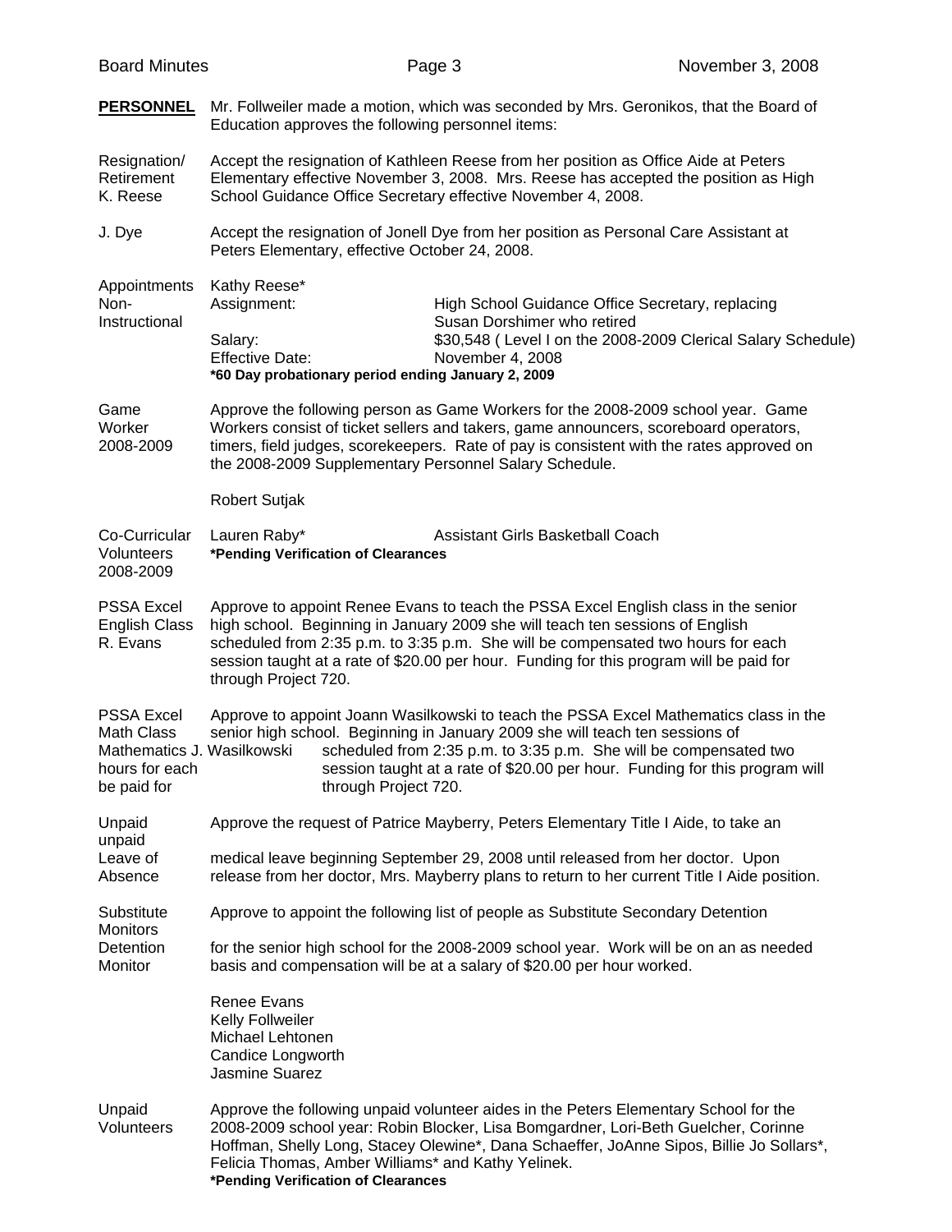**PERSONNEL** Mr. Follweiler made a motion, which was seconded by Mrs. Geronikos, that the Board of Education approves the following personnel items:

Resignation/ Retirement K. Reese

Accept the resignation of Kathleen Reese from her position as Office Aide at Peters Elementary effective November 3, 2008. Mrs. Reese has accepted the position as High School Guidance Office Secretary effective November 4, 2008.

J. Dye

Accept the resignation of Jonell Dye from her position as Personal Care Assistant at Peters Elementary, effective October 24, 2008.

Appointments Non-Instructional

Kathy Reese*

| | |
|---|---|
| Assignment: | High School Guidance Office Secretary, replacing Susan Dorshimer who retired |
| Salary: | $30,548 ( Level I on the 2008-2009 Clerical Salary Schedule) |
| Effective Date: | November 4, 2008 |

**\*60 Day probationary period ending January 2, 2009**

Game Worker 2008-2009

Approve the following person as Game Workers for the 2008-2009 school year. Game Workers consist of ticket sellers and takers, game announcers, scoreboard operators, timers, field judges, scorekeepers. Rate of pay is consistent with the rates approved on the 2008-2009 Supplementary Personnel Salary Schedule.

Robert Sutjak

Co-Curricular Volunteers 2008-2009

Lauren Raby* Assistant Girls Basketball Coach

**\*Pending Verification of Clearances**

PSSA Excel English Class R. Evans

Approve to appoint Renee Evans to teach the PSSA Excel English class in the senior high school. Beginning in January 2009 she will teach ten sessions of English scheduled from 2:35 p.m. to 3:35 p.m. She will be compensated two hours for each session taught at a rate of $20.00 per hour. Funding for this program will be paid for through Project 720.

PSSA Excel Math Class J. Wasilkowski

Approve to appoint Joann Wasilkowski to teach the PSSA Excel Mathematics class in the senior high school. Beginning in January 2009 she will teach ten sessions of Mathematics scheduled from 2:35 p.m. to 3:35 p.m. She will be compensated two hours for each session taught at a rate of $20.00 per hour. Funding for this program will be paid for through Project 720.

Unpaid Leave of Absence

Approve the request of Patrice Mayberry, Peters Elementary Title I Aide, to take an unpaid medical leave beginning September 29, 2008 until released from her doctor. Upon release from her doctor, Mrs. Mayberry plans to return to her current Title I Aide position.

Substitute Detention Monitor

Approve to appoint the following list of people as Substitute Secondary Detention Monitors for the senior high school for the 2008-2009 school year. Work will be on an as needed basis and compensation will be at a salary of $20.00 per hour worked.

Renee Evans
Kelly Follweiler
Michael Lehtonen
Candice Longworth
Jasmine Suarez

Unpaid Volunteers

Approve the following unpaid volunteer aides in the Peters Elementary School for the 2008-2009 school year: Robin Blocker, Lisa Bomgardner, Lori-Beth Guelcher, Corinne Hoffman, Shelly Long, Stacey Olewine*, Dana Schaeffer, JoAnne Sipos, Billie Jo Sollars*, Felicia Thomas, Amber Williams* and Kathy Yelinek.

**\*Pending Verification of Clearances**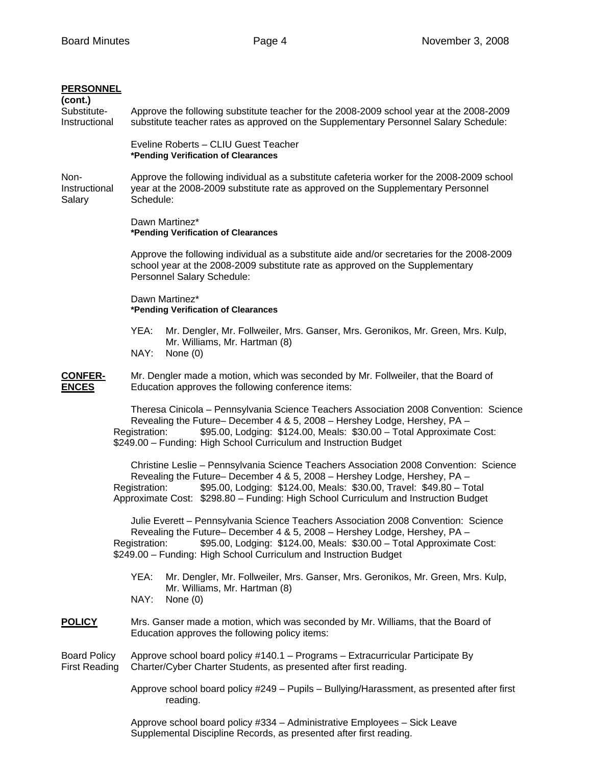**PERSONNEL (cont.)**

Substitute-Instructional

Approve the following substitute teacher for the 2008-2009 school year at the 2008-2009 substitute teacher rates as approved on the Supplementary Personnel Salary Schedule:

Eveline Roberts – CLIU Guest Teacher
**\*Pending Verification of Clearances**

Non-Instructional Salary

Approve the following individual as a substitute cafeteria worker for the 2008-2009 school year at the 2008-2009 substitute rate as approved on the Supplementary Personnel Schedule:

Dawn Martinez*
**\*Pending Verification of Clearances**

Approve the following individual as a substitute aide and/or secretaries for the 2008-2009 school year at the 2008-2009 substitute rate as approved on the Supplementary Personnel Salary Schedule:

Dawn Martinez*
**\*Pending Verification of Clearances**

YEA: Mr. Dengler, Mr. Follweiler, Mrs. Ganser, Mrs. Geronikos, Mr. Green, Mrs. Kulp, Mr. Williams, Mr. Hartman (8)
NAY: None (0)

**CONFERENCES**

Mr. Dengler made a motion, which was seconded by Mr. Follweiler, that the Board of Education approves the following conference items:

Theresa Cinicola – Pennsylvania Science Teachers Association 2008 Convention: Science Revealing the Future– December 4 & 5, 2008 – Hershey Lodge, Hershey, PA – Registration: $95.00, Lodging: $124.00, Meals: $30.00 – Total Approximate Cost: $249.00 – Funding: High School Curriculum and Instruction Budget

Christine Leslie – Pennsylvania Science Teachers Association 2008 Convention: Science Revealing the Future– December 4 & 5, 2008 – Hershey Lodge, Hershey, PA – Registration: $95.00, Lodging: $124.00, Meals: $30.00, Travel: $49.80 – Total Approximate Cost: $298.80 – Funding: High School Curriculum and Instruction Budget

Julie Everett – Pennsylvania Science Teachers Association 2008 Convention: Science Revealing the Future– December 4 & 5, 2008 – Hershey Lodge, Hershey, PA – Registration: $95.00, Lodging: $124.00, Meals: $30.00 – Total Approximate Cost: $249.00 – Funding: High School Curriculum and Instruction Budget

YEA: Mr. Dengler, Mr. Follweiler, Mrs. Ganser, Mrs. Geronikos, Mr. Green, Mrs. Kulp, Mr. Williams, Mr. Hartman (8)
NAY: None (0)

**POLICY**

Mrs. Ganser made a motion, which was seconded by Mr. Williams, that the Board of Education approves the following policy items:

Board Policy First Reading

Approve school board policy #140.1 – Programs – Extracurricular Participate By Charter/Cyber Charter Students, as presented after first reading.

Approve school board policy #249 – Pupils – Bullying/Harassment, as presented after first reading.

Approve school board policy #334 – Administrative Employees – Sick Leave Supplemental Discipline Records, as presented after first reading.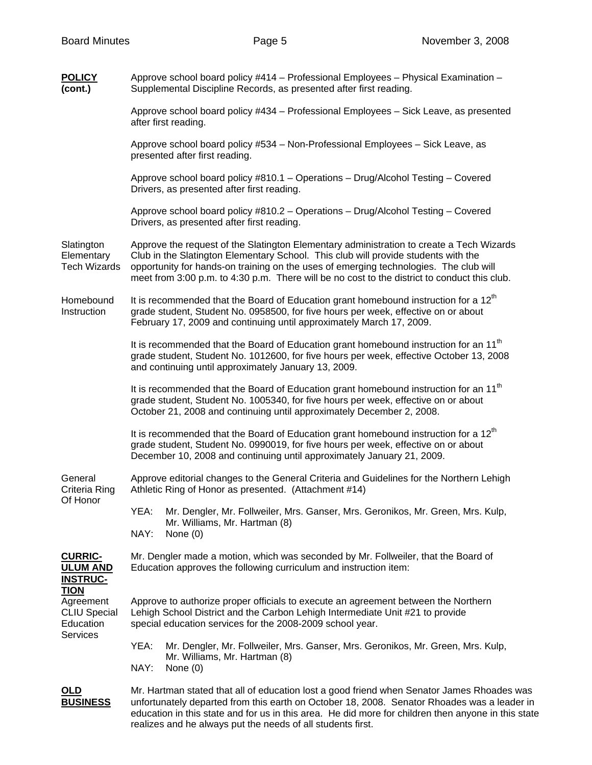**POLICY (cont.)**

Approve school board policy #414 – Professional Employees – Physical Examination – Supplemental Discipline Records, as presented after first reading.

Approve school board policy #434 – Professional Employees – Sick Leave, as presented after first reading.

Approve school board policy #534 – Non-Professional Employees – Sick Leave, as presented after first reading.

Approve school board policy #810.1 – Operations – Drug/Alcohol Testing – Covered Drivers, as presented after first reading.

Approve school board policy #810.2 – Operations – Drug/Alcohol Testing – Covered Drivers, as presented after first reading.

Slatington Elementary Tech Wizards

Approve the request of the Slatington Elementary administration to create a Tech Wizards Club in the Slatington Elementary School. This club will provide students with the opportunity for hands-on training on the uses of emerging technologies. The club will meet from 3:00 p.m. to 4:30 p.m. There will be no cost to the district to conduct this club.

Homebound Instruction

It is recommended that the Board of Education grant homebound instruction for a 12th grade student, Student No. 0958500, for five hours per week, effective on or about February 17, 2009 and continuing until approximately March 17, 2009.

It is recommended that the Board of Education grant homebound instruction for an 11th grade student, Student No. 1012600, for five hours per week, effective October 13, 2008 and continuing until approximately January 13, 2009.

It is recommended that the Board of Education grant homebound instruction for an 11th grade student, Student No. 1005340, for five hours per week, effective on or about October 21, 2008 and continuing until approximately December 2, 2008.

It is recommended that the Board of Education grant homebound instruction for a 12th grade student, Student No. 0990019, for five hours per week, effective on or about December 10, 2008 and continuing until approximately January 21, 2009.

General Criteria Ring Of Honor

Approve editorial changes to the General Criteria and Guidelines for the Northern Lehigh Athletic Ring of Honor as presented. (Attachment #14)

YEA: Mr. Dengler, Mr. Follweiler, Mrs. Ganser, Mrs. Geronikos, Mr. Green, Mrs. Kulp, Mr. Williams, Mr. Hartman (8)
NAY: None (0)

**CURRICULUM AND INSTRUCTION**

Mr. Dengler made a motion, which was seconded by Mr. Follweiler, that the Board of Education approves the following curriculum and instruction item:

Agreement CLIU Special Education Services

Approve to authorize proper officials to execute an agreement between the Northern Lehigh School District and the Carbon Lehigh Intermediate Unit #21 to provide special education services for the 2008-2009 school year.

YEA: Mr. Dengler, Mr. Follweiler, Mrs. Ganser, Mrs. Geronikos, Mr. Green, Mrs. Kulp, Mr. Williams, Mr. Hartman (8)
NAY: None (0)

**OLD BUSINESS**

Mr. Hartman stated that all of education lost a good friend when Senator James Rhoades was unfortunately departed from this earth on October 18, 2008. Senator Rhoades was a leader in education in this state and for us in this area. He did more for children then anyone in this state realizes and he always put the needs of all students first.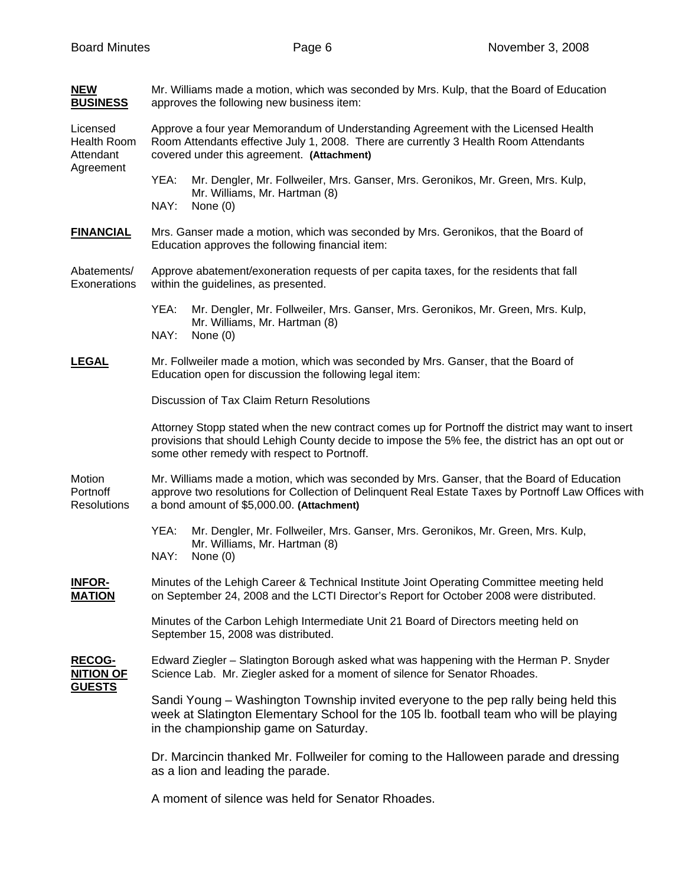**NEW BUSINESS**

Mr. Williams made a motion, which was seconded by Mrs. Kulp, that the Board of Education approves the following new business item:

Licensed Health Room Attendant Agreement

Approve a four year Memorandum of Understanding Agreement with the Licensed Health Room Attendants effective July 1, 2008. There are currently 3 Health Room Attendants covered under this agreement. **(Attachment)**

YEA: Mr. Dengler, Mr. Follweiler, Mrs. Ganser, Mrs. Geronikos, Mr. Green, Mrs. Kulp, Mr. Williams, Mr. Hartman (8)
NAY: None (0)

**FINANCIAL**

Mrs. Ganser made a motion, which was seconded by Mrs. Geronikos, that the Board of Education approves the following financial item:

Abatements/ Exonerations

Approve abatement/exoneration requests of per capita taxes, for the residents that fall within the guidelines, as presented.

YEA: Mr. Dengler, Mr. Follweiler, Mrs. Ganser, Mrs. Geronikos, Mr. Green, Mrs. Kulp, Mr. Williams, Mr. Hartman (8)
NAY: None (0)

**LEGAL**

Mr. Follweiler made a motion, which was seconded by Mrs. Ganser, that the Board of Education open for discussion the following legal item:

Discussion of Tax Claim Return Resolutions

Attorney Stopp stated when the new contract comes up for Portnoff the district may want to insert provisions that should Lehigh County decide to impose the 5% fee, the district has an opt out or some other remedy with respect to Portnoff.

Motion Portnoff Resolutions

Mr. Williams made a motion, which was seconded by Mrs. Ganser, that the Board of Education approve two resolutions for Collection of Delinquent Real Estate Taxes by Portnoff Law Offices with a bond amount of $5,000.00. **(Attachment)**

YEA: Mr. Dengler, Mr. Follweiler, Mrs. Ganser, Mrs. Geronikos, Mr. Green, Mrs. Kulp, Mr. Williams, Mr. Hartman (8)
NAY: None (0)

**INFORMATION**

Minutes of the Lehigh Career & Technical Institute Joint Operating Committee meeting held on September 24, 2008 and the LCTI Director's Report for October 2008 were distributed.

Minutes of the Carbon Lehigh Intermediate Unit 21 Board of Directors meeting held on September 15, 2008 was distributed.

**RECOGNITION OF GUESTS**

Edward Ziegler – Slatington Borough asked what was happening with the Herman P. Snyder Science Lab. Mr. Ziegler asked for a moment of silence for Senator Rhoades.

Sandi Young – Washington Township invited everyone to the pep rally being held this week at Slatington Elementary School for the 105 lb. football team who will be playing in the championship game on Saturday.

Dr. Marcincin thanked Mr. Follweiler for coming to the Halloween parade and dressing as a lion and leading the parade.

A moment of silence was held for Senator Rhoades.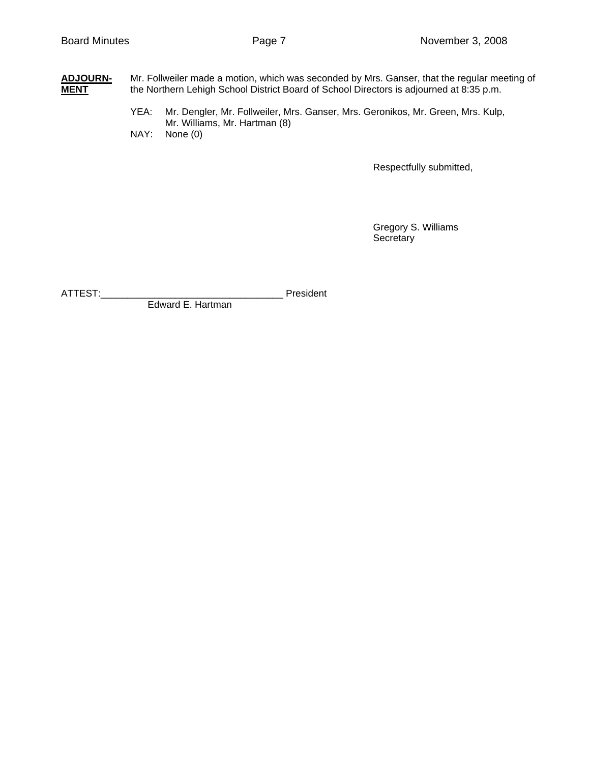**ADJOURN-MENT**

Mr. Follweiler made a motion, which was seconded by Mrs. Ganser, that the regular meeting of the Northern Lehigh School District Board of School Directors is adjourned at 8:35 p.m.

YEA: Mr. Dengler, Mr. Follweiler, Mrs. Ganser, Mrs. Geronikos, Mr. Green, Mrs. Kulp, Mr. Williams, Mr. Hartman (8)
NAY: None (0)

Respectfully submitted,

Gregory S. Williams
Secretary

ATTEST:_________________________________ President
Edward E. Hartman